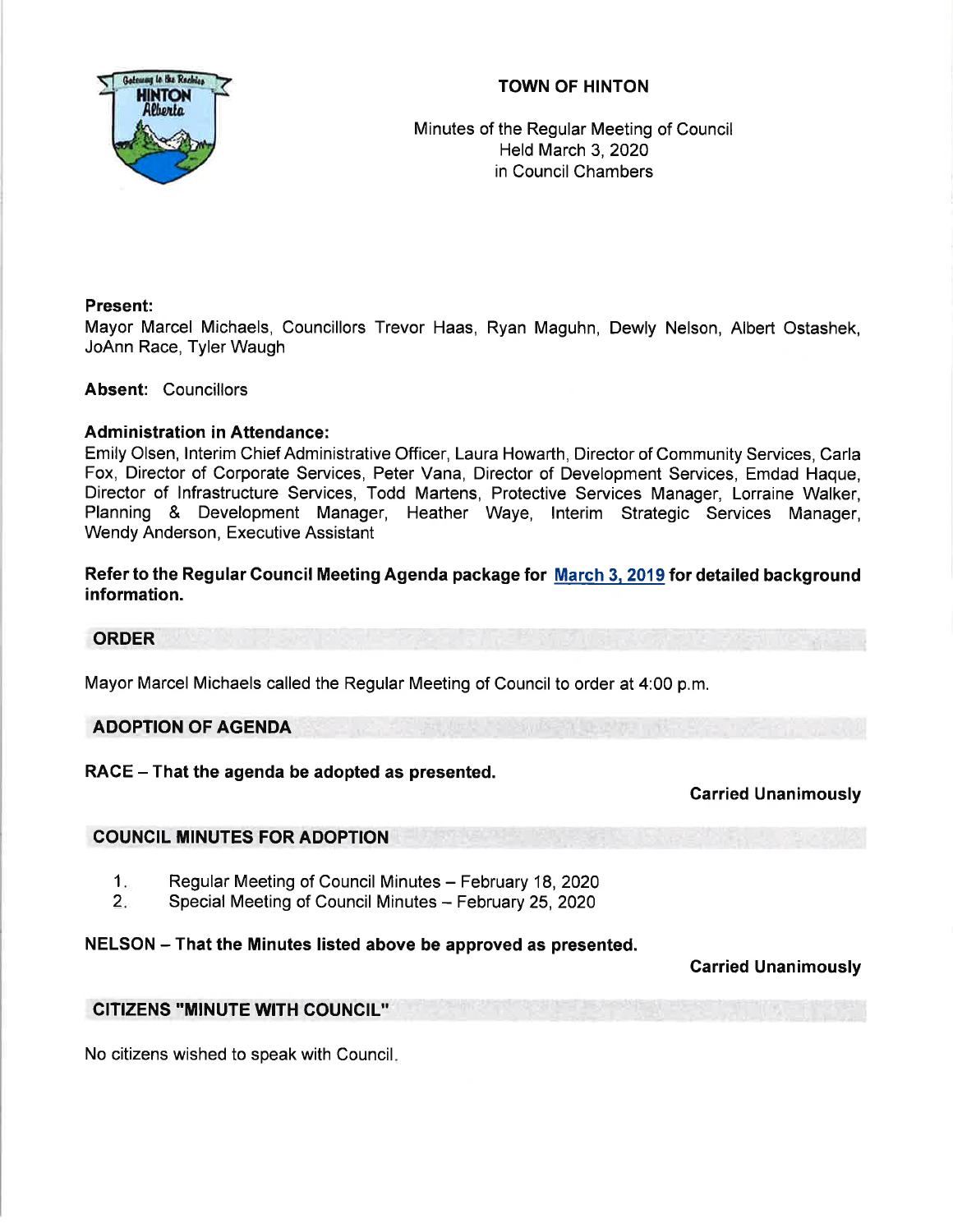# TOWN OF HINTON

Minutes of the Regular Meeting of Council
Held March 3, 2020
in Council Chambers

**Present:**
Mayor Marcel Michaels, Councillors Trevor Haas, Ryan Maguhn, Dewly Nelson, Albert Ostashek, JoAnn Race, Tyler Waugh

**Absent:** Councillors

**Administration in Attendance:**
Emily Olsen, Interim Chief Administrative Officer, Laura Howarth, Director of Community Services, Carla Fox, Director of Corporate Services, Peter Vana, Director of Development Services, Emdad Haque, Director of Infrastructure Services, Todd Martens, Protective Services Manager, Lorraine Walker, Planning & Development Manager, Heather Waye, Interim Strategic Services Manager, Wendy Anderson, Executive Assistant

**Refer to the Regular Council Meeting Agenda package for March 3, 2019 for detailed background information.**

## ORDER

Mayor Marcel Michaels called the Regular Meeting of Council to order at 4:00 p.m.

## ADOPTION OF AGENDA

**RACE – That the agenda be adopted as presented.**

**Carried Unanimously**

## COUNCIL MINUTES FOR ADOPTION

1. Regular Meeting of Council Minutes – February 18, 2020
2. Special Meeting of Council Minutes – February 25, 2020

**NELSON – That the Minutes listed above be approved as presented.**

**Carried Unanimously**

## CITIZENS "MINUTE WITH COUNCIL"

No citizens wished to speak with Council.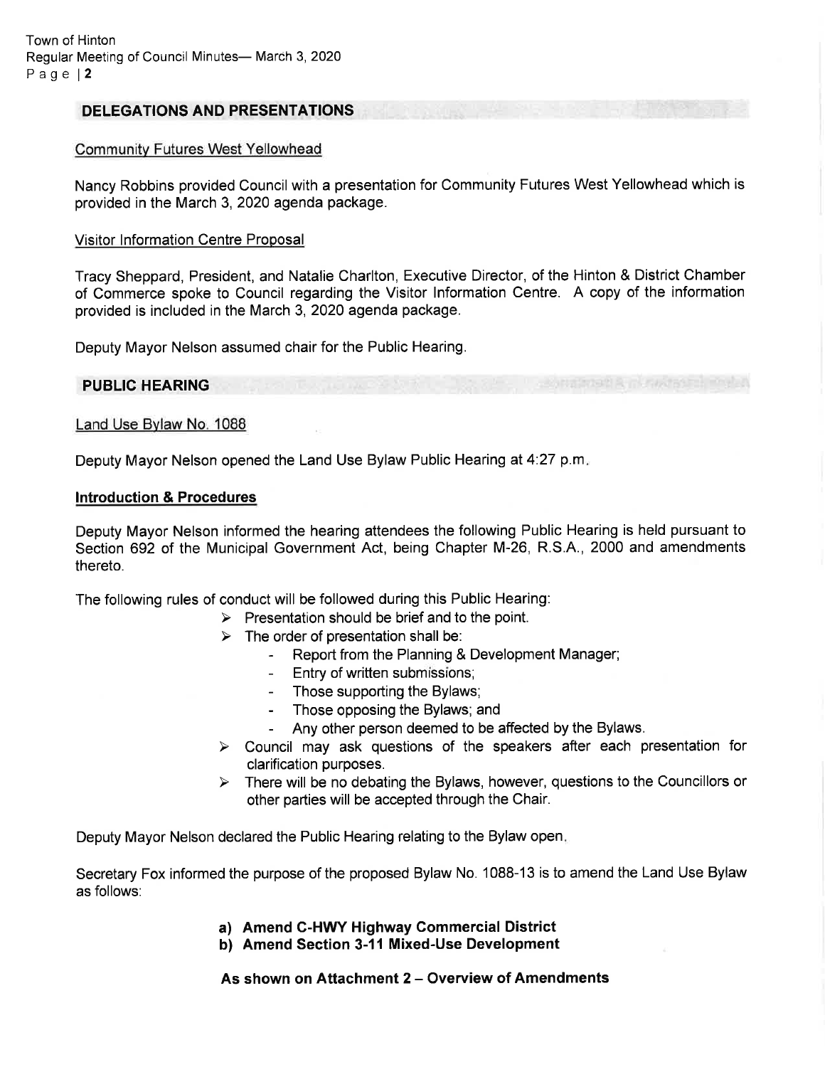## DELEGATIONS AND PRESENTATIONS

Community Futures West Yellowhead

Nancy Robbins provided Council with a presentation for Community Futures West Yellowhead which is provided in the March 3, 2020 agenda package.

Visitor Information Centre Proposal

Tracy Sheppard, President, and Natalie Charlton, Executive Director, of the Hinton & District Chamber of Commerce spoke to Council regarding the Visitor Information Centre. A copy of the information provided is included in the March 3, 2020 agenda package.

Deputy Mayor Nelson assumed chair for the Public Hearing.

## PUBLIC HEARING

Land Use Bylaw No. 1088

Deputy Mayor Nelson opened the Land Use Bylaw Public Hearing at 4:27 p.m.

**Introduction & Procedures**

Deputy Mayor Nelson informed the hearing attendees the following Public Hearing is held pursuant to Section 692 of the Municipal Government Act, being Chapter M-26, R.S.A., 2000 and amendments thereto.

The following rules of conduct will be followed during this Public Hearing:

- Presentation should be brief and to the point.
- The order of presentation shall be:
  - Report from the Planning & Development Manager;
  - Entry of written submissions;
  - Those supporting the Bylaws;
  - Those opposing the Bylaws; and
  - Any other person deemed to be affected by the Bylaws.
- Council may ask questions of the speakers after each presentation for clarification purposes.
- There will be no debating the Bylaws, however, questions to the Councillors or other parties will be accepted through the Chair.

Deputy Mayor Nelson declared the Public Hearing relating to the Bylaw open.

Secretary Fox informed the purpose of the proposed Bylaw No. 1088-13 is to amend the Land Use Bylaw as follows:

**a) Amend C-HWY Highway Commercial District**
**b) Amend Section 3-11 Mixed-Use Development**

**As shown on Attachment 2 – Overview of Amendments**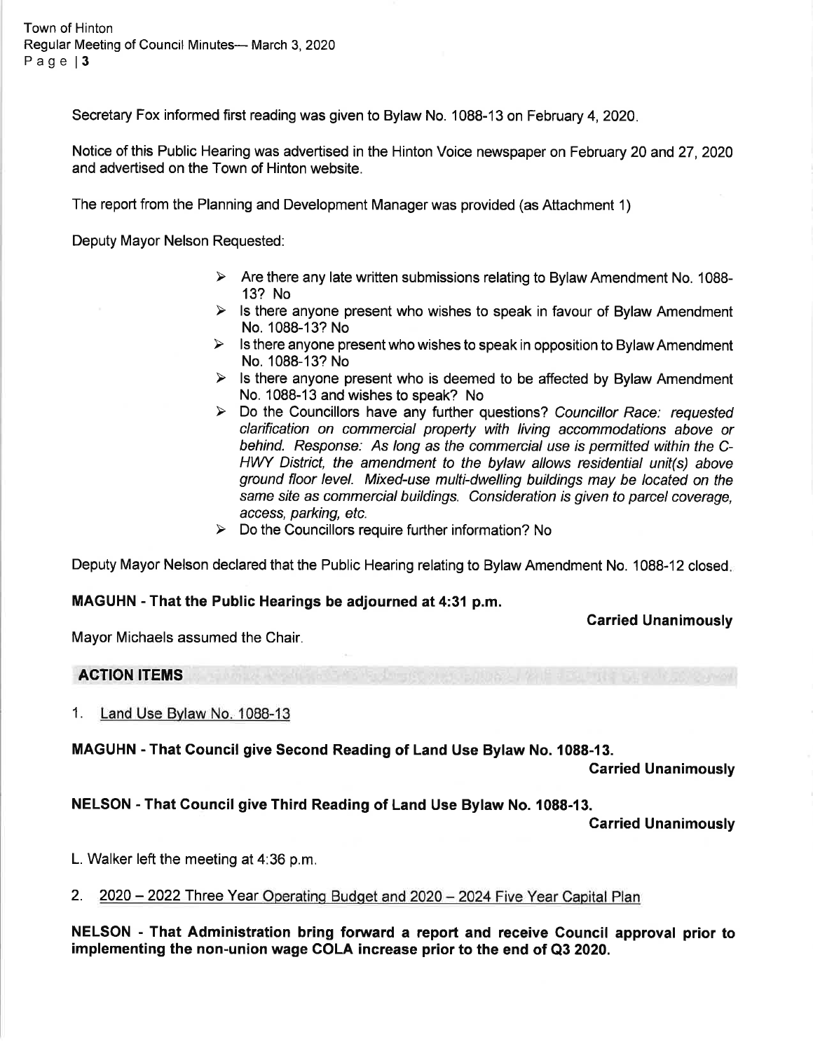Secretary Fox informed first reading was given to Bylaw No. 1088-13 on February 4, 2020.

Notice of this Public Hearing was advertised in the Hinton Voice newspaper on February 20 and 27, 2020 and advertised on the Town of Hinton website.

The report from the Planning and Development Manager was provided (as Attachment 1)

Deputy Mayor Nelson Requested:

- Are there any late written submissions relating to Bylaw Amendment No. 1088-13? No
- Is there anyone present who wishes to speak in favour of Bylaw Amendment No. 1088-13? No
- Is there anyone present who wishes to speak in opposition to Bylaw Amendment No. 1088-13? No
- Is there anyone present who is deemed to be affected by Bylaw Amendment No. 1088-13 and wishes to speak? No
- Do the Councillors have any further questions? *Councillor Race: requested clarification on commercial property with living accommodations above or behind. Response: As long as the commercial use is permitted within the C-HWY District, the amendment to the bylaw allows residential unit(s) above ground floor level. Mixed-use multi-dwelling buildings may be located on the same site as commercial buildings. Consideration is given to parcel coverage, access, parking, etc.*
- Do the Councillors require further information? No

Deputy Mayor Nelson declared that the Public Hearing relating to Bylaw Amendment No. 1088-12 closed.

**MAGUHN - That the Public Hearings be adjourned at 4:31 p.m.**

**Carried Unanimously**

Mayor Michaels assumed the Chair.

## ACTION ITEMS

1. Land Use Bylaw No. 1088-13

**MAGUHN - That Council give Second Reading of Land Use Bylaw No. 1088-13.**

**Carried Unanimously**

**NELSON - That Council give Third Reading of Land Use Bylaw No. 1088-13.**

**Carried Unanimously**

L. Walker left the meeting at 4:36 p.m.

2. 2020 – 2022 Three Year Operating Budget and 2020 – 2024 Five Year Capital Plan

**NELSON - That Administration bring forward a report and receive Council approval prior to implementing the non-union wage COLA increase prior to the end of Q3 2020.**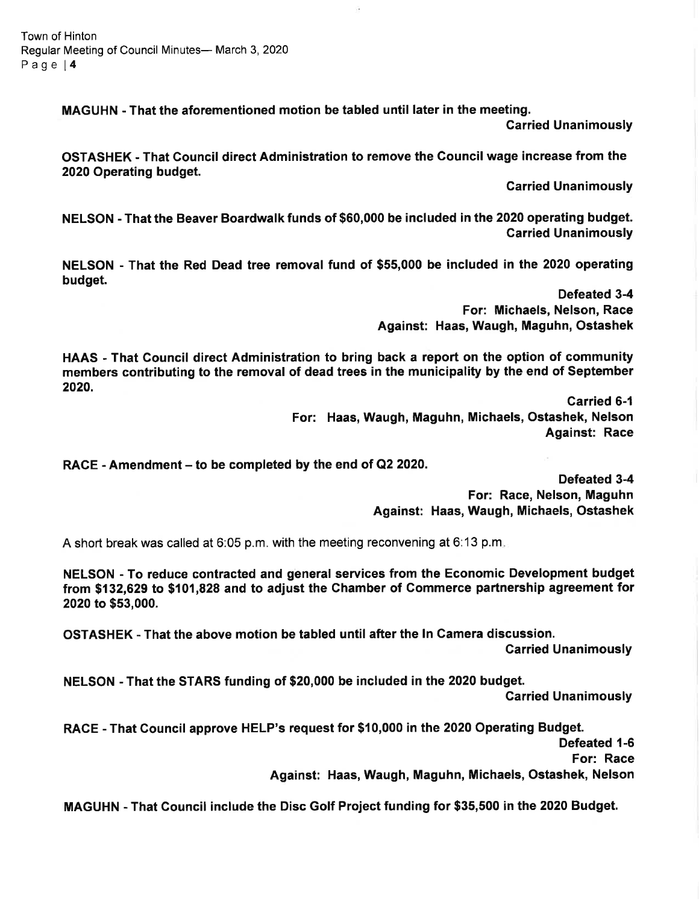**MAGUHN - That the aforementioned motion be tabled until later in the meeting.**

**Carried Unanimously**

**OSTASHEK - That Council direct Administration to remove the Council wage increase from the 2020 Operating budget.**

**Carried Unanimously**

**NELSON - That the Beaver Boardwalk funds of $60,000 be included in the 2020 operating budget.**

**Carried Unanimously**

**NELSON - That the Red Dead tree removal fund of $55,000 be included in the 2020 operating budget.**

**Defeated 3-4**
**For: Michaels, Nelson, Race**
**Against: Haas, Waugh, Maguhn, Ostashek**

**HAAS - That Council direct Administration to bring back a report on the option of community members contributing to the removal of dead trees in the municipality by the end of September 2020.**

**Carried 6-1**
**For: Haas, Waugh, Maguhn, Michaels, Ostashek, Nelson**
**Against: Race**

**RACE - Amendment – to be completed by the end of Q2 2020.**

**Defeated 3-4**
**For: Race, Nelson, Maguhn**
**Against: Haas, Waugh, Michaels, Ostashek**

A short break was called at 6:05 p.m. with the meeting reconvening at 6:13 p.m.

**NELSON - To reduce contracted and general services from the Economic Development budget from $132,629 to $101,828 and to adjust the Chamber of Commerce partnership agreement for 2020 to $53,000.**

**OSTASHEK - That the above motion be tabled until after the In Camera discussion.**

**Carried Unanimously**

**NELSON - That the STARS funding of $20,000 be included in the 2020 budget.**

**Carried Unanimously**

**RACE - That Council approve HELP's request for $10,000 in the 2020 Operating Budget.**

**Defeated 1-6**
**For: Race**
**Against: Haas, Waugh, Maguhn, Michaels, Ostashek, Nelson**

**MAGUHN - That Council include the Disc Golf Project funding for $35,500 in the 2020 Budget.**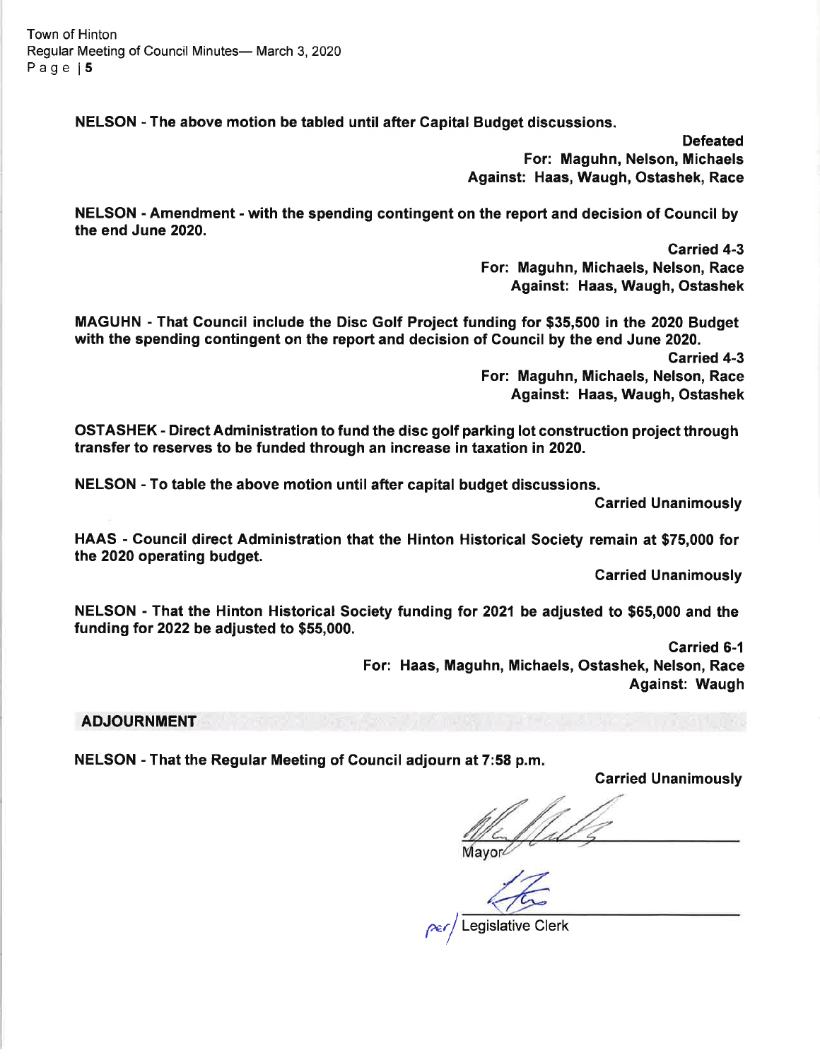**NELSON - The above motion be tabled until after Capital Budget discussions.**

**Defeated**
**For: Maguhn, Nelson, Michaels**
**Against: Haas, Waugh, Ostashek, Race**

**NELSON - Amendment - with the spending contingent on the report and decision of Council by the end June 2020.**

**Carried 4-3**
**For: Maguhn, Michaels, Nelson, Race**
**Against: Haas, Waugh, Ostashek**

**MAGUHN - That Council include the Disc Golf Project funding for $35,500 in the 2020 Budget with the spending contingent on the report and decision of Council by the end June 2020.**

**Carried 4-3**
**For: Maguhn, Michaels, Nelson, Race**
**Against: Haas, Waugh, Ostashek**

**OSTASHEK - Direct Administration to fund the disc golf parking lot construction project through transfer to reserves to be funded through an increase in taxation in 2020.**

**NELSON - To table the above motion until after capital budget discussions.**

**Carried Unanimously**

**HAAS - Council direct Administration that the Hinton Historical Society remain at $75,000 for the 2020 operating budget.**

**Carried Unanimously**

**NELSON - That the Hinton Historical Society funding for 2021 be adjusted to $65,000 and the funding for 2022 be adjusted to $55,000.**

**Carried 6-1**
**For: Haas, Maguhn, Michaels, Ostashek, Nelson, Race**
**Against: Waugh**

## ADJOURNMENT

**NELSON - That the Regular Meeting of Council adjourn at 7:58 p.m.**

**Carried Unanimously**

Mayor

per/ Legislative Clerk